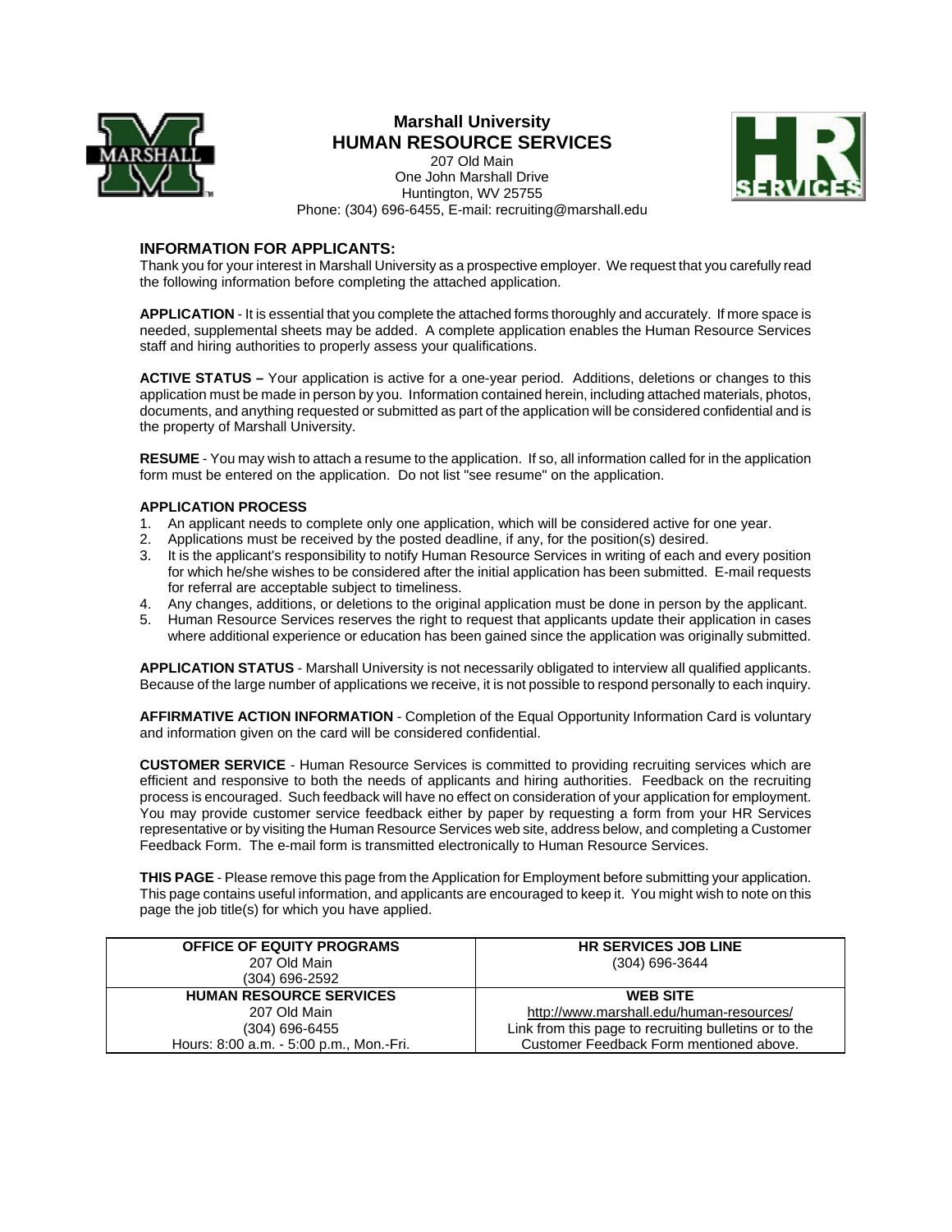# Marshall University
## HUMAN RESOURCE SERVICES

207 Old Main
One John Marshall Drive
Huntington, WV 25755
Phone: (304) 696-6455, E-mail: recruiting@marshall.edu

### INFORMATION FOR APPLICANTS:

Thank you for your interest in Marshall University as a prospective employer. We request that you carefully read the following information before completing the attached application.

**APPLICATION** - It is essential that you complete the attached forms thoroughly and accurately. If more space is needed, supplemental sheets may be added. A complete application enables the Human Resource Services staff and hiring authorities to properly assess your qualifications.

**ACTIVE STATUS –** Your application is active for a one-year period. Additions, deletions or changes to this application must be made in person by you. Information contained herein, including attached materials, photos, documents, and anything requested or submitted as part of the application will be considered confidential and is the property of Marshall University.

**RESUME** - You may wish to attach a resume to the application. If so, all information called for in the application form must be entered on the application. Do not list "see resume" on the application.

**APPLICATION PROCESS**

1. An applicant needs to complete only one application, which will be considered active for one year.
2. Applications must be received by the posted deadline, if any, for the position(s) desired.
3. It is the applicant's responsibility to notify Human Resource Services in writing of each and every position for which he/she wishes to be considered after the initial application has been submitted. E-mail requests for referral are acceptable subject to timeliness.
4. Any changes, additions, or deletions to the original application must be done in person by the applicant.
5. Human Resource Services reserves the right to request that applicants update their application in cases where additional experience or education has been gained since the application was originally submitted.

**APPLICATION STATUS** - Marshall University is not necessarily obligated to interview all qualified applicants. Because of the large number of applications we receive, it is not possible to respond personally to each inquiry.

**AFFIRMATIVE ACTION INFORMATION** - Completion of the Equal Opportunity Information Card is voluntary and information given on the card will be considered confidential.

**CUSTOMER SERVICE** - Human Resource Services is committed to providing recruiting services which are efficient and responsive to both the needs of applicants and hiring authorities. Feedback on the recruiting process is encouraged. Such feedback will have no effect on consideration of your application for employment. You may provide customer service feedback either by paper by requesting a form from your HR Services representative or by visiting the Human Resource Services web site, address below, and completing a Customer Feedback Form. The e-mail form is transmitted electronically to Human Resource Services.

**THIS PAGE** - Please remove this page from the Application for Employment before submitting your application. This page contains useful information, and applicants are encouraged to keep it. You might wish to note on this page the job title(s) for which you have applied.

| | |
|---|---|
| **OFFICE OF EQUITY PROGRAMS**<br>207 Old Main<br>(304) 696-2592 | **HR SERVICES JOB LINE**<br>(304) 696-3644 |
| **HUMAN RESOURCE SERVICES**<br>207 Old Main<br>(304) 696-6455<br>Hours: 8:00 a.m. - 5:00 p.m., Mon.-Fri. | **WEB SITE**<br>http://www.marshall.edu/human-resources/<br>Link from this page to recruiting bulletins or to the Customer Feedback Form mentioned above. |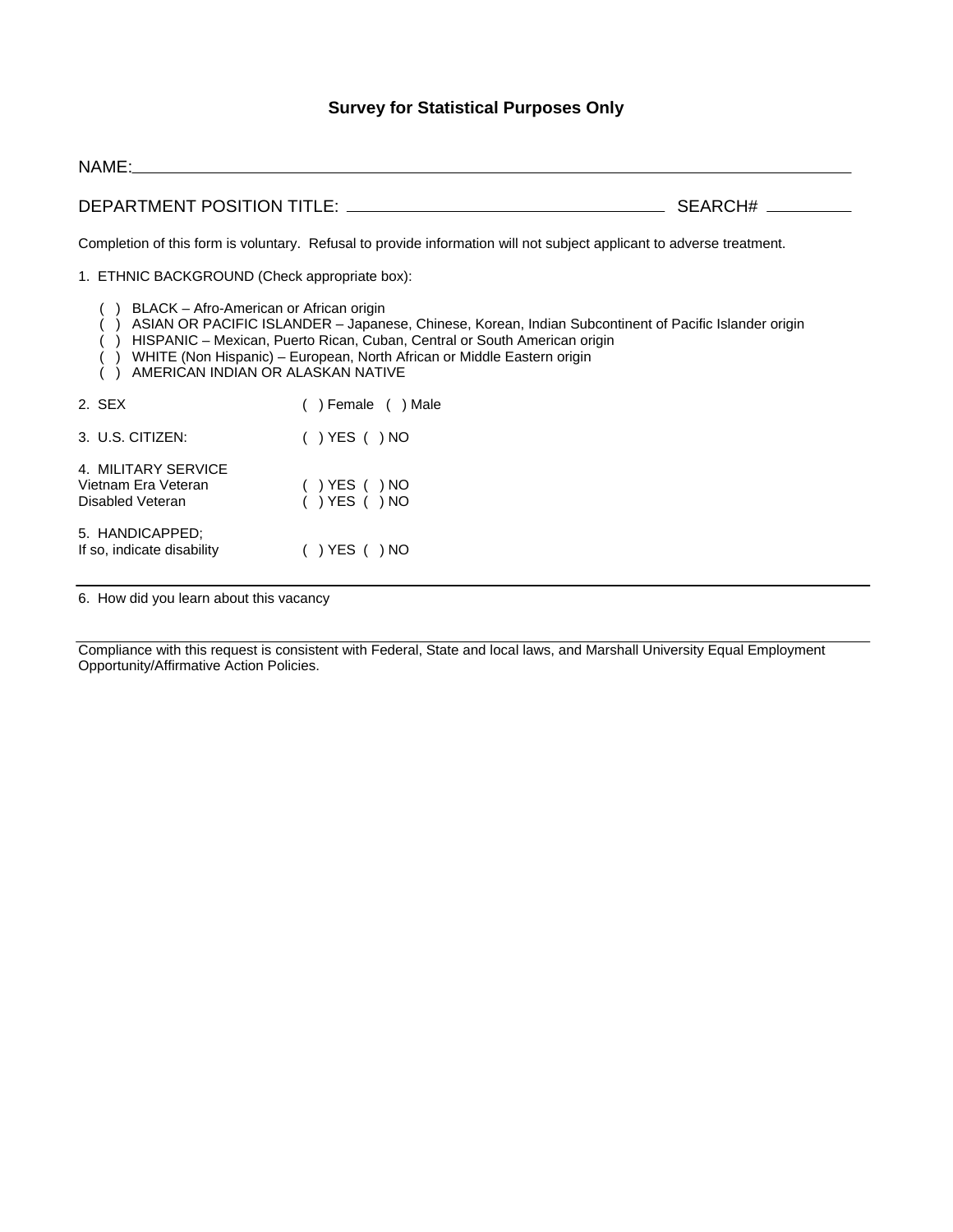## Survey for Statistical Purposes Only

NAME:\_\_\_\_\_\_\_\_\_\_\_\_\_\_\_\_\_\_\_\_\_\_\_\_\_\_\_\_\_\_\_\_\_\_\_\_\_\_\_\_\_\_\_\_\_\_\_\_\_\_\_\_\_\_\_\_

DEPARTMENT POSITION TITLE: \_\_\_\_\_\_\_\_\_\_\_\_\_\_\_\_\_\_\_\_\_\_\_\_\_\_\_\_\_\_\_\_ SEARCH# \_\_\_\_\_\_\_\_

Completion of this form is voluntary. Refusal to provide information will not subject applicant to adverse treatment.

1. ETHNIC BACKGROUND (Check appropriate box):

( ) BLACK – Afro-American or African origin
( ) ASIAN OR PACIFIC ISLANDER – Japanese, Chinese, Korean, Indian Subcontinent of Pacific Islander origin
( ) HISPANIC – Mexican, Puerto Rican, Cuban, Central or South American origin
( ) WHITE (Non Hispanic) – European, North African or Middle Eastern origin
( ) AMERICAN INDIAN OR ALASKAN NATIVE

2. SEX ( ) Female ( ) Male

3. U.S. CITIZEN: ( ) YES ( ) NO

4. MILITARY SERVICE
Vietnam Era Veteran ( ) YES ( ) NO
Disabled Veteran ( ) YES ( ) NO

5. HANDICAPPED;
If so, indicate disability ( ) YES ( ) NO

---

6. How did you learn about this vacancy

---

Compliance with this request is consistent with Federal, State and local laws, and Marshall University Equal Employment Opportunity/Affirmative Action Policies.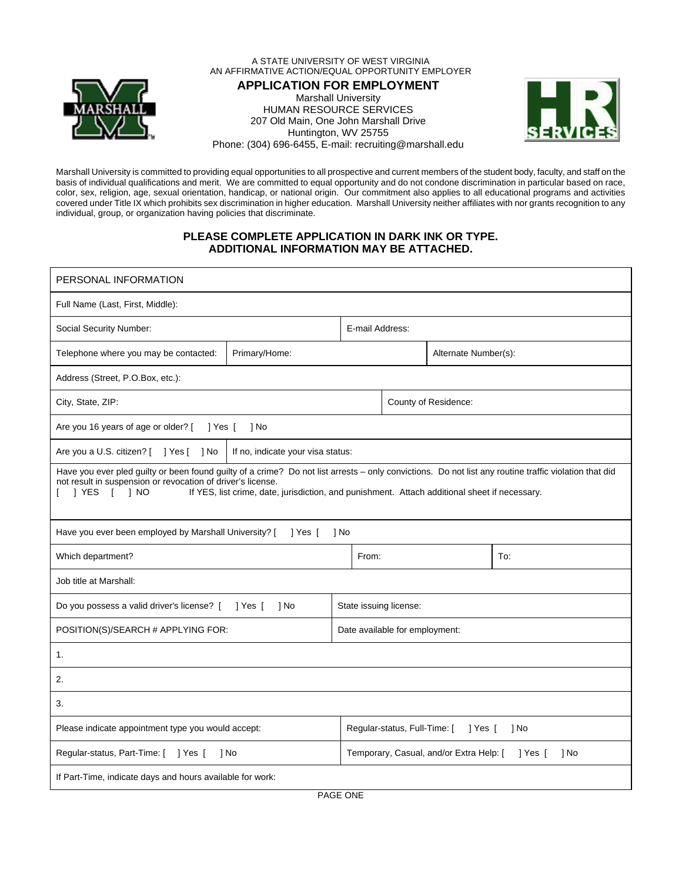A STATE UNIVERSITY OF WEST VIRGINIA
AN AFFIRMATIVE ACTION/EQUAL OPPORTUNITY EMPLOYER

# APPLICATION FOR EMPLOYMENT

Marshall University
HUMAN RESOURCE SERVICES
207 Old Main, One John Marshall Drive
Huntington, WV 25755
Phone: (304) 696-6455, E-mail: recruiting@marshall.edu

Marshall University is committed to providing equal opportunities to all prospective and current members of the student body, faculty, and staff on the basis of individual qualifications and merit. We are committed to equal opportunity and do not condone discrimination in particular based on race, color, sex, religion, age, sexual orientation, handicap, or national origin. Our commitment also applies to all educational programs and activities covered under Title IX which prohibits sex discrimination in higher education. Marshall University neither affiliates with nor grants recognition to any individual, group, or organization having policies that discriminate.

**PLEASE COMPLETE APPLICATION IN DARK INK OR TYPE.**
**ADDITIONAL INFORMATION MAY BE ATTACHED.**

| | | |
|---|---|---|
| PERSONAL INFORMATION | | |
| Full Name (Last, First, Middle): | | |
| Social Security Number: | E-mail Address: | |
| Telephone where you may be contacted: | Primary/Home: | Alternate Number(s): |
| Address (Street, P.O.Box, etc.): | | |
| City, State, ZIP: | County of Residence: | |
| Are you 16 years of age or older? [ ] Yes [ ] No | | |
| Are you a U.S. citizen? [ ] Yes [ ] No | If no, indicate your visa status: | |
| Have you ever pled guilty or been found guilty of a crime? Do not list arrests – only convictions. Do not list any routine traffic violation that did not result in suspension or revocation of driver's license.<br>[ ] YES [ ] NO If YES, list crime, date, jurisdiction, and punishment. Attach additional sheet if necessary. | | |
| Have you ever been employed by Marshall University? [ ] Yes [ ] No | | |
| Which department? | From: | To: |
| Job title at Marshall: | | |
| Do you possess a valid driver's license? [ ] Yes [ ] No | State issuing license: | |
| POSITION(S)/SEARCH # APPLYING FOR: | Date available for employment: | |
| 1. | | |
| 2. | | |
| 3. | | |
| Please indicate appointment type you would accept: | Regular-status, Full-Time: [ ] Yes [ ] No | |
| Regular-status, Part-Time: [ ] Yes [ ] No | Temporary, Casual, and/or Extra Help: [ ] Yes [ ] No | |
| If Part-Time, indicate days and hours available for work: | | |

PAGE ONE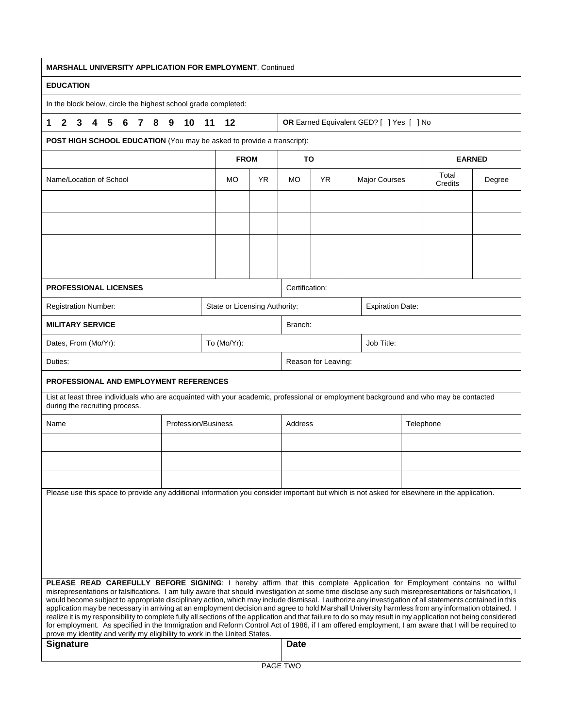**MARSHALL UNIVERSITY APPLICATION FOR EMPLOYMENT**, Continued

**EDUCATION**

In the block below, circle the highest school grade completed:

**1 2 3 4 5 6 7 8 9 10 11 12** **OR** Earned Equivalent GED? [ ] Yes [ ] No

**POST HIGH SCHOOL EDUCATION** (You may be asked to provide a transcript):

| | **FROM** | | **TO** | | | **EARNED** | |
|---|---|---|---|---|---|---|---|
| Name/Location of School | MO | YR | MO | YR | Major Courses | Total Credits | Degree |
| | | | | | | | |
| | | | | | | | |
| | | | | | | | |
| | | | | | | | |

| | | |
|---|---|---|
| **PROFESSIONAL LICENSES** | | Certification: |
| Registration Number: | State or Licensing Authority: | Expiration Date: |

| | | |
|---|---|---|
| **MILITARY SERVICE** | | Branch: |
| Dates, From (Mo/Yr): | To (Mo/Yr): | Job Title: |
| Duties: | | Reason for Leaving: |

**PROFESSIONAL AND EMPLOYMENT REFERENCES**

List at least three individuals who are acquainted with your academic, professional or employment background and who may be contacted during the recruiting process.

| Name | Profession/Business | Address | Telephone |
|---|---|---|---|
| | | | |
| | | | |
| | | | |

Please use this space to provide any additional information you consider important but which is not asked for elsewhere in the application.

**PLEASE READ CAREFULLY BEFORE SIGNING**: I hereby affirm that this complete Application for Employment contains no willful misrepresentations or falsifications. I am fully aware that should investigation at some time disclose any such misrepresentations or falsification, I would become subject to appropriate disciplinary action, which may include dismissal. I authorize any investigation of all statements contained in this application may be necessary in arriving at an employment decision and agree to hold Marshall University harmless from any information obtained. I realize it is my responsibility to complete fully all sections of the application and that failure to do so may result in my application not being considered for employment. As specified in the Immigration and Reform Control Act of 1986, if I am offered employment, I am aware that I will be required to prove my identity and verify my eligibility to work in the United States.

| **Signature** | **Date** |
|---|---|
| | |

PAGE TWO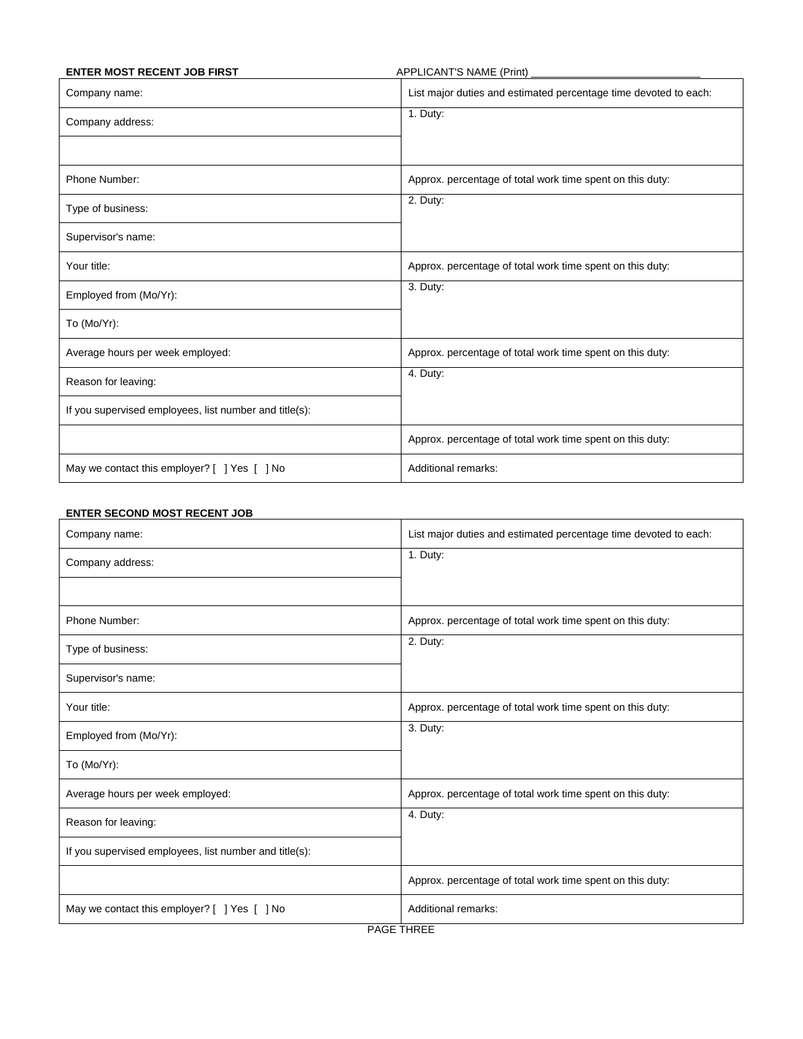**ENTER MOST RECENT JOB FIRST** APPLICANT'S NAME (Print) ____________________________

| | |
|---|---|
| Company name: | List major duties and estimated percentage time devoted to each: |
| Company address: | 1. Duty: |
| | |
| Phone Number: | Approx. percentage of total work time spent on this duty: |
| Type of business: | 2. Duty: |
| Supervisor's name: | |
| Your title: | Approx. percentage of total work time spent on this duty: |
| Employed from (Mo/Yr): | 3. Duty: |
| To (Mo/Yr): | |
| Average hours per week employed: | Approx. percentage of total work time spent on this duty: |
| Reason for leaving: | 4. Duty: |
| If you supervised employees, list number and title(s): | |
| | Approx. percentage of total work time spent on this duty: |
| May we contact this employer? [ ] Yes [ ] No | Additional remarks: |

**ENTER SECOND MOST RECENT JOB**

| | |
|---|---|
| Company name: | List major duties and estimated percentage time devoted to each: |
| Company address: | 1. Duty: |
| | |
| Phone Number: | Approx. percentage of total work time spent on this duty: |
| Type of business: | 2. Duty: |
| Supervisor's name: | |
| Your title: | Approx. percentage of total work time spent on this duty: |
| Employed from (Mo/Yr): | 3. Duty: |
| To (Mo/Yr): | |
| Average hours per week employed: | Approx. percentage of total work time spent on this duty: |
| Reason for leaving: | 4. Duty: |
| If you supervised employees, list number and title(s): | |
| | Approx. percentage of total work time spent on this duty: |
| May we contact this employer? [ ] Yes [ ] No | Additional remarks: |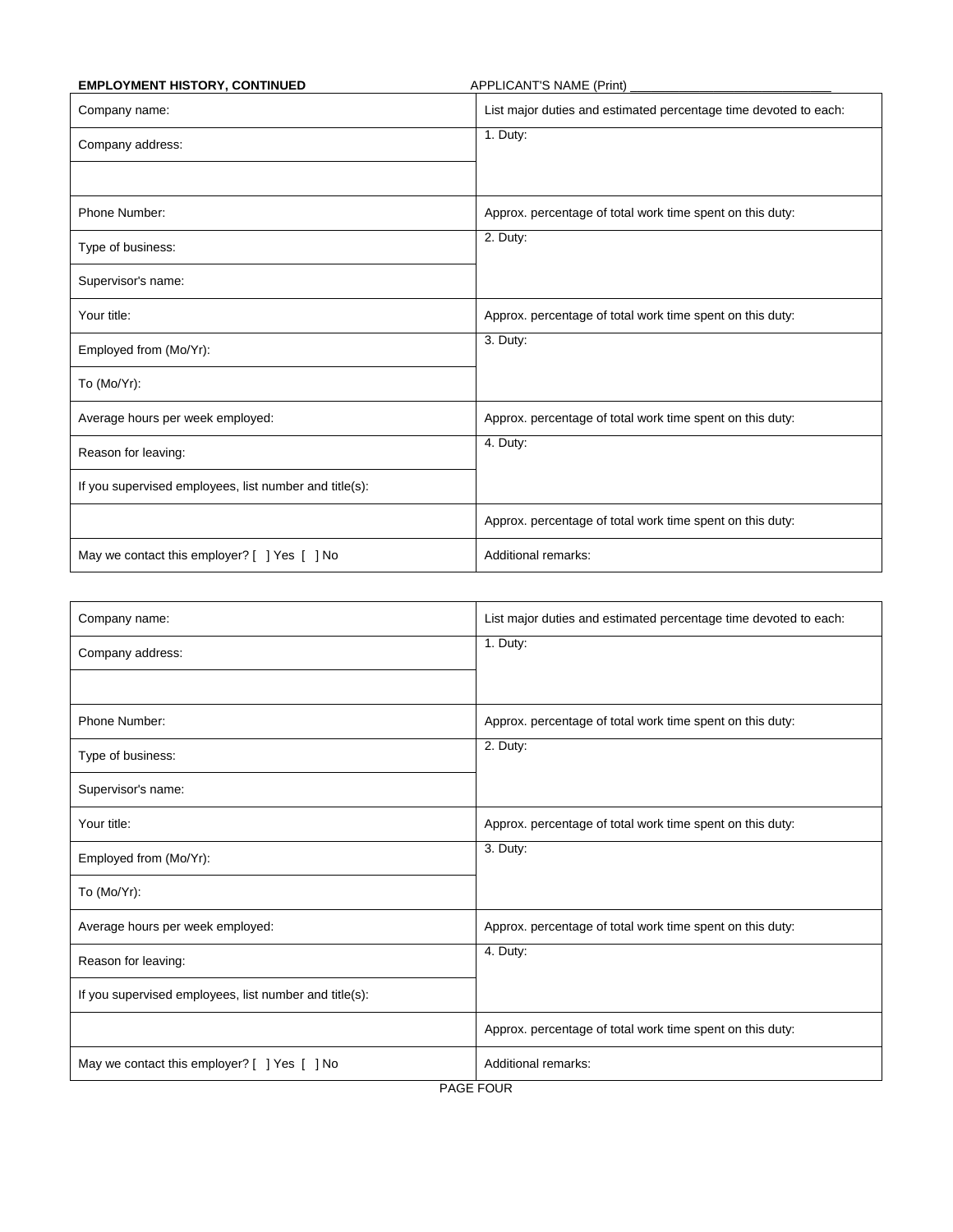**EMPLOYMENT HISTORY, CONTINUED** APPLICANT'S NAME (Print) ____________________________

| | |
|---|---|
| Company name: | List major duties and estimated percentage time devoted to each: |
| Company address: | 1. Duty: |
| | |
| Phone Number: | Approx. percentage of total work time spent on this duty: |
| Type of business: | 2. Duty: |
| Supervisor's name: | |
| Your title: | Approx. percentage of total work time spent on this duty: |
| Employed from (Mo/Yr): | 3. Duty: |
| To (Mo/Yr): | |
| Average hours per week employed: | Approx. percentage of total work time spent on this duty: |
| Reason for leaving: | 4. Duty: |
| If you supervised employees, list number and title(s): | |
| | Approx. percentage of total work time spent on this duty: |
| May we contact this employer? [ ] Yes [ ] No | Additional remarks: |

| | |
|---|---|
| Company name: | List major duties and estimated percentage time devoted to each: |
| Company address: | 1. Duty: |
| | |
| Phone Number: | Approx. percentage of total work time spent on this duty: |
| Type of business: | 2. Duty: |
| Supervisor's name: | |
| Your title: | Approx. percentage of total work time spent on this duty: |
| Employed from (Mo/Yr): | 3. Duty: |
| To (Mo/Yr): | |
| Average hours per week employed: | Approx. percentage of total work time spent on this duty: |
| Reason for leaving: | 4. Duty: |
| If you supervised employees, list number and title(s): | |
| | Approx. percentage of total work time spent on this duty: |
| May we contact this employer? [ ] Yes [ ] No | Additional remarks: |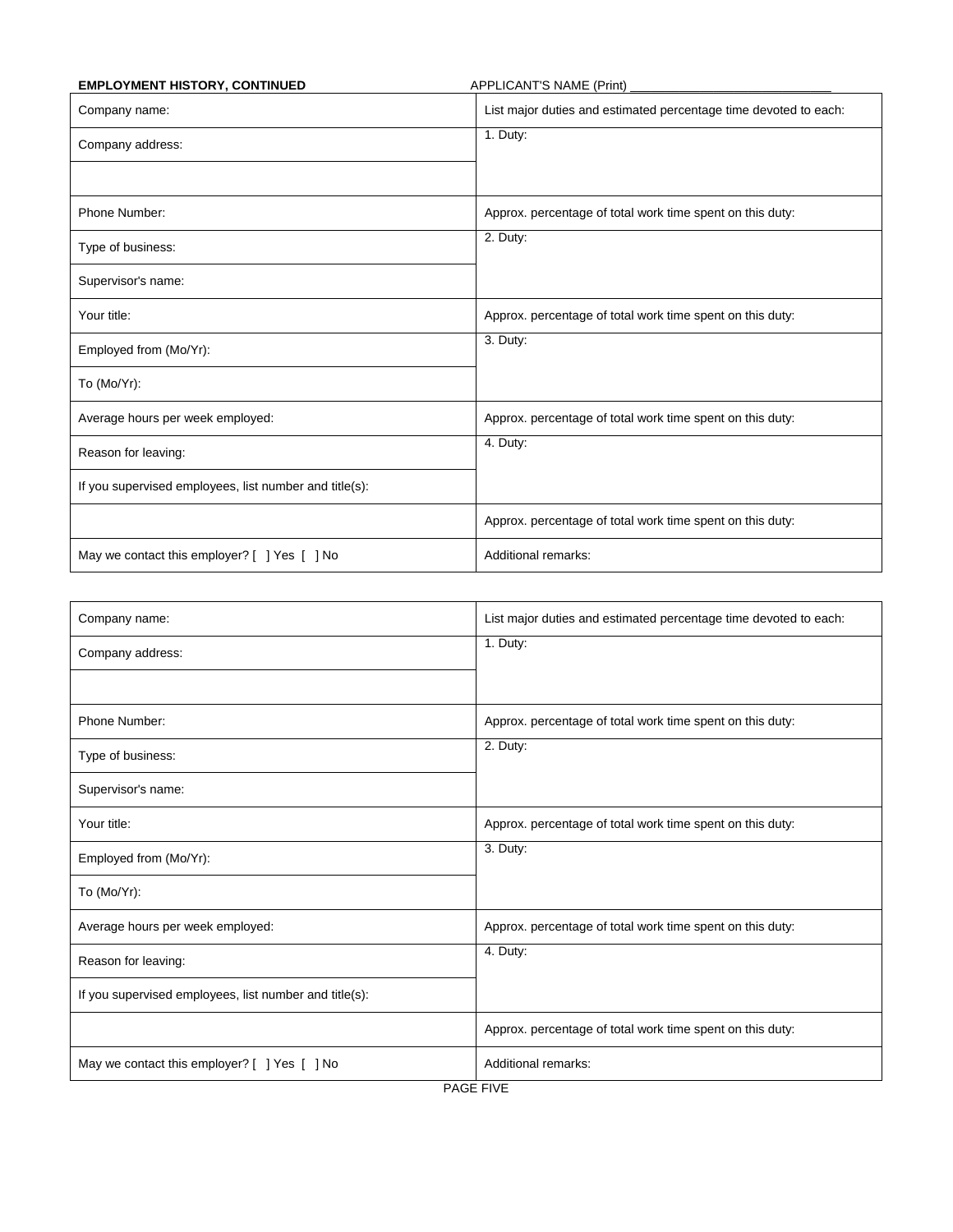**EMPLOYMENT HISTORY, CONTINUED** APPLICANT'S NAME (Print) ____________________________

| | |
|---|---|
| Company name: | List major duties and estimated percentage time devoted to each: |
| Company address: | 1. Duty: |
| | |
| Phone Number: | Approx. percentage of total work time spent on this duty: |
| Type of business: | 2. Duty: |
| Supervisor's name: | |
| Your title: | Approx. percentage of total work time spent on this duty: |
| Employed from (Mo/Yr): | 3. Duty: |
| To (Mo/Yr): | |
| Average hours per week employed: | Approx. percentage of total work time spent on this duty: |
| Reason for leaving: | 4. Duty: |
| If you supervised employees, list number and title(s): | |
| | Approx. percentage of total work time spent on this duty: |
| May we contact this employer? [ ] Yes [ ] No | Additional remarks: |

| | |
|---|---|
| Company name: | List major duties and estimated percentage time devoted to each: |
| Company address: | 1. Duty: |
| | |
| Phone Number: | Approx. percentage of total work time spent on this duty: |
| Type of business: | 2. Duty: |
| Supervisor's name: | |
| Your title: | Approx. percentage of total work time spent on this duty: |
| Employed from (Mo/Yr): | 3. Duty: |
| To (Mo/Yr): | |
| Average hours per week employed: | Approx. percentage of total work time spent on this duty: |
| Reason for leaving: | 4. Duty: |
| If you supervised employees, list number and title(s): | |
| | Approx. percentage of total work time spent on this duty: |
| May we contact this employer? [ ] Yes [ ] No | Additional remarks: |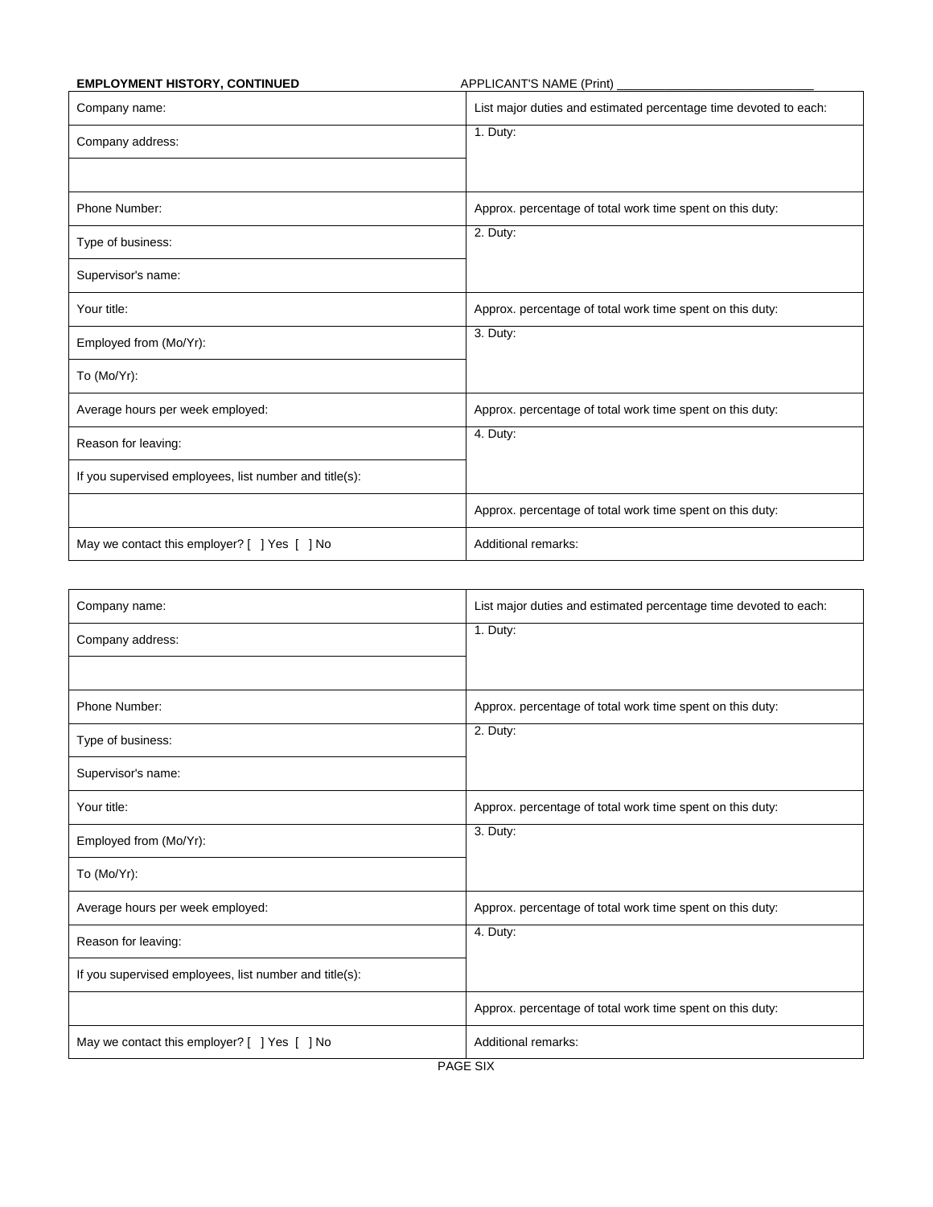**EMPLOYMENT HISTORY, CONTINUED** APPLICANT'S NAME (Print) ____________________________

| | |
|---|---|
| Company name: | List major duties and estimated percentage time devoted to each: |
| Company address: | 1. Duty: |
| | |
| Phone Number: | Approx. percentage of total work time spent on this duty: |
| Type of business: | 2. Duty: |
| Supervisor's name: | |
| Your title: | Approx. percentage of total work time spent on this duty: |
| Employed from (Mo/Yr): | 3. Duty: |
| To (Mo/Yr): | |
| Average hours per week employed: | Approx. percentage of total work time spent on this duty: |
| Reason for leaving: | 4. Duty: |
| If you supervised employees, list number and title(s): | |
| | Approx. percentage of total work time spent on this duty: |
| May we contact this employer? [ ] Yes [ ] No | Additional remarks: |

| | |
|---|---|
| Company name: | List major duties and estimated percentage time devoted to each: |
| Company address: | 1. Duty: |
| | |
| Phone Number: | Approx. percentage of total work time spent on this duty: |
| Type of business: | 2. Duty: |
| Supervisor's name: | |
| Your title: | Approx. percentage of total work time spent on this duty: |
| Employed from (Mo/Yr): | 3. Duty: |
| To (Mo/Yr): | |
| Average hours per week employed: | Approx. percentage of total work time spent on this duty: |
| Reason for leaving: | 4. Duty: |
| If you supervised employees, list number and title(s): | |
| | Approx. percentage of total work time spent on this duty: |
| May we contact this employer? [ ] Yes [ ] No | Additional remarks: |